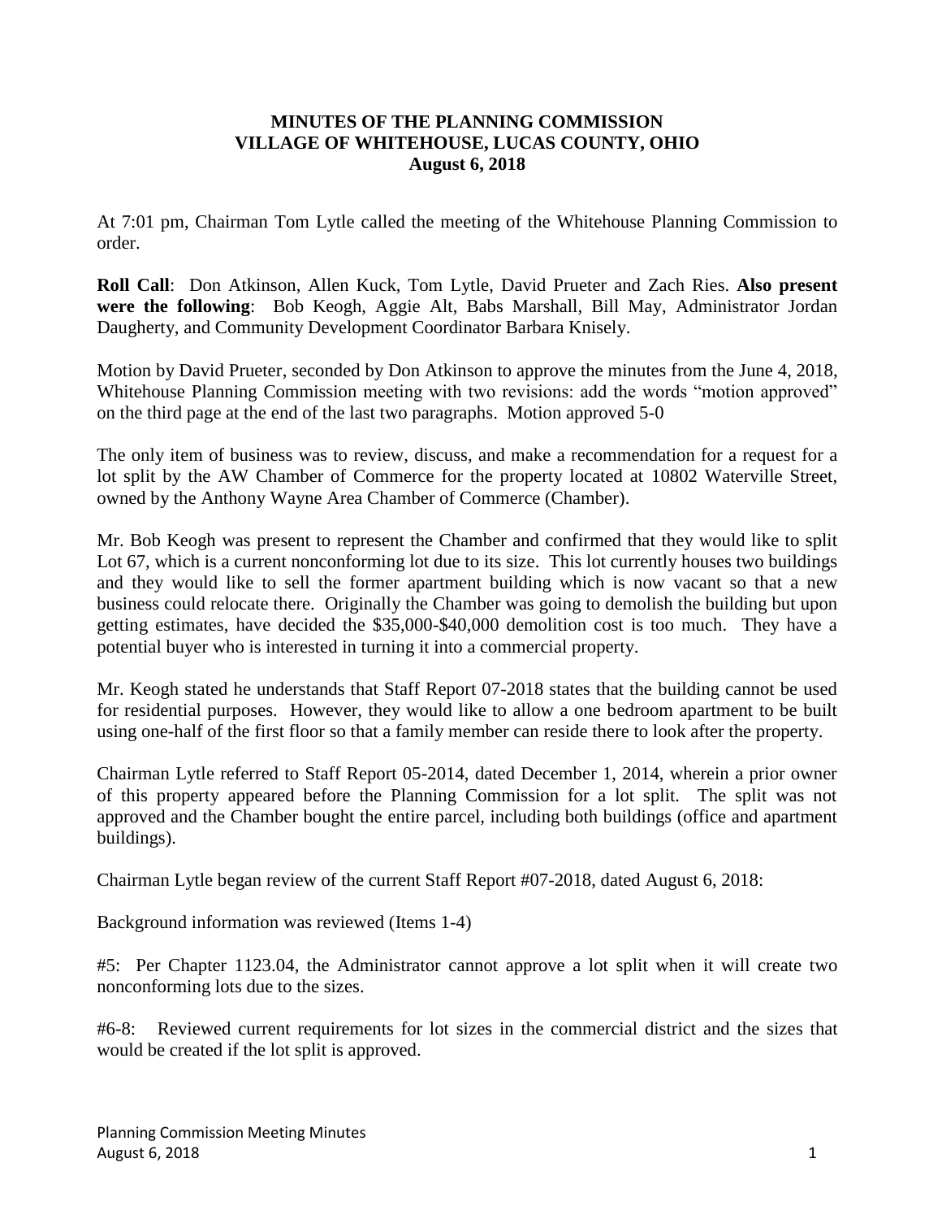# MINUTES OF THE PLANNING COMMISSION
# VILLAGE OF WHITEHOUSE, LUCAS COUNTY, OHIO
# August 6, 2018

At 7:01 pm, Chairman Tom Lytle called the meeting of the Whitehouse Planning Commission to order.

**Roll Call**: Don Atkinson, Allen Kuck, Tom Lytle, David Prueter and Zach Ries. **Also present were the following**: Bob Keogh, Aggie Alt, Babs Marshall, Bill May, Administrator Jordan Daugherty, and Community Development Coordinator Barbara Knisely.

Motion by David Prueter, seconded by Don Atkinson to approve the minutes from the June 4, 2018, Whitehouse Planning Commission meeting with two revisions: add the words "motion approved" on the third page at the end of the last two paragraphs. Motion approved 5-0

The only item of business was to review, discuss, and make a recommendation for a request for a lot split by the AW Chamber of Commerce for the property located at 10802 Waterville Street, owned by the Anthony Wayne Area Chamber of Commerce (Chamber).

Mr. Bob Keogh was present to represent the Chamber and confirmed that they would like to split Lot 67, which is a current nonconforming lot due to its size. This lot currently houses two buildings and they would like to sell the former apartment building which is now vacant so that a new business could relocate there. Originally the Chamber was going to demolish the building but upon getting estimates, have decided the $35,000-$40,000 demolition cost is too much. They have a potential buyer who is interested in turning it into a commercial property.

Mr. Keogh stated he understands that Staff Report 07-2018 states that the building cannot be used for residential purposes. However, they would like to allow a one bedroom apartment to be built using one-half of the first floor so that a family member can reside there to look after the property.

Chairman Lytle referred to Staff Report 05-2014, dated December 1, 2014, wherein a prior owner of this property appeared before the Planning Commission for a lot split. The split was not approved and the Chamber bought the entire parcel, including both buildings (office and apartment buildings).

Chairman Lytle began review of the current Staff Report #07-2018, dated August 6, 2018:

Background information was reviewed (Items 1-4)

#5: Per Chapter 1123.04, the Administrator cannot approve a lot split when it will create two nonconforming lots due to the sizes.

#6-8: Reviewed current requirements for lot sizes in the commercial district and the sizes that would be created if the lot split is approved.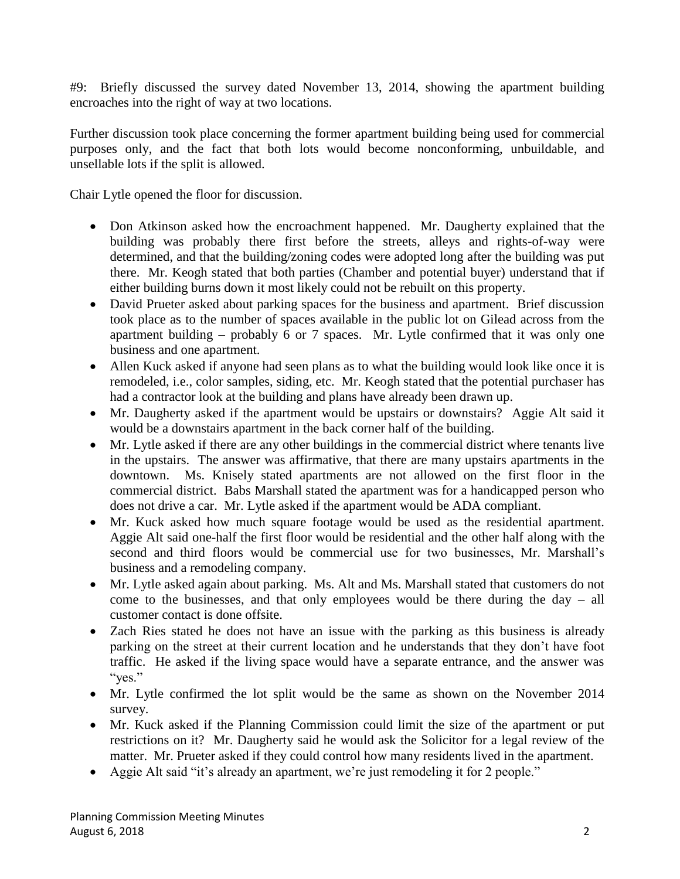#9: Briefly discussed the survey dated November 13, 2014, showing the apartment building encroaches into the right of way at two locations.

Further discussion took place concerning the former apartment building being used for commercial purposes only, and the fact that both lots would become nonconforming, unbuildable, and unsellable lots if the split is allowed.

Chair Lytle opened the floor for discussion.

- Don Atkinson asked how the encroachment happened. Mr. Daugherty explained that the building was probably there first before the streets, alleys and rights-of-way were determined, and that the building/zoning codes were adopted long after the building was put there. Mr. Keogh stated that both parties (Chamber and potential buyer) understand that if either building burns down it most likely could not be rebuilt on this property.
- David Prueter asked about parking spaces for the business and apartment. Brief discussion took place as to the number of spaces available in the public lot on Gilead across from the apartment building – probably 6 or 7 spaces. Mr. Lytle confirmed that it was only one business and one apartment.
- Allen Kuck asked if anyone had seen plans as to what the building would look like once it is remodeled, i.e., color samples, siding, etc. Mr. Keogh stated that the potential purchaser has had a contractor look at the building and plans have already been drawn up.
- Mr. Daugherty asked if the apartment would be upstairs or downstairs? Aggie Alt said it would be a downstairs apartment in the back corner half of the building.
- Mr. Lytle asked if there are any other buildings in the commercial district where tenants live in the upstairs. The answer was affirmative, that there are many upstairs apartments in the downtown. Ms. Knisely stated apartments are not allowed on the first floor in the commercial district. Babs Marshall stated the apartment was for a handicapped person who does not drive a car. Mr. Lytle asked if the apartment would be ADA compliant.
- Mr. Kuck asked how much square footage would be used as the residential apartment. Aggie Alt said one-half the first floor would be residential and the other half along with the second and third floors would be commercial use for two businesses, Mr. Marshall's business and a remodeling company.
- Mr. Lytle asked again about parking. Ms. Alt and Ms. Marshall stated that customers do not come to the businesses, and that only employees would be there during the day – all customer contact is done offsite.
- Zach Ries stated he does not have an issue with the parking as this business is already parking on the street at their current location and he understands that they don't have foot traffic. He asked if the living space would have a separate entrance, and the answer was "yes."
- Mr. Lytle confirmed the lot split would be the same as shown on the November 2014 survey.
- Mr. Kuck asked if the Planning Commission could limit the size of the apartment or put restrictions on it? Mr. Daugherty said he would ask the Solicitor for a legal review of the matter. Mr. Prueter asked if they could control how many residents lived in the apartment.
- Aggie Alt said "it's already an apartment, we're just remodeling it for 2 people."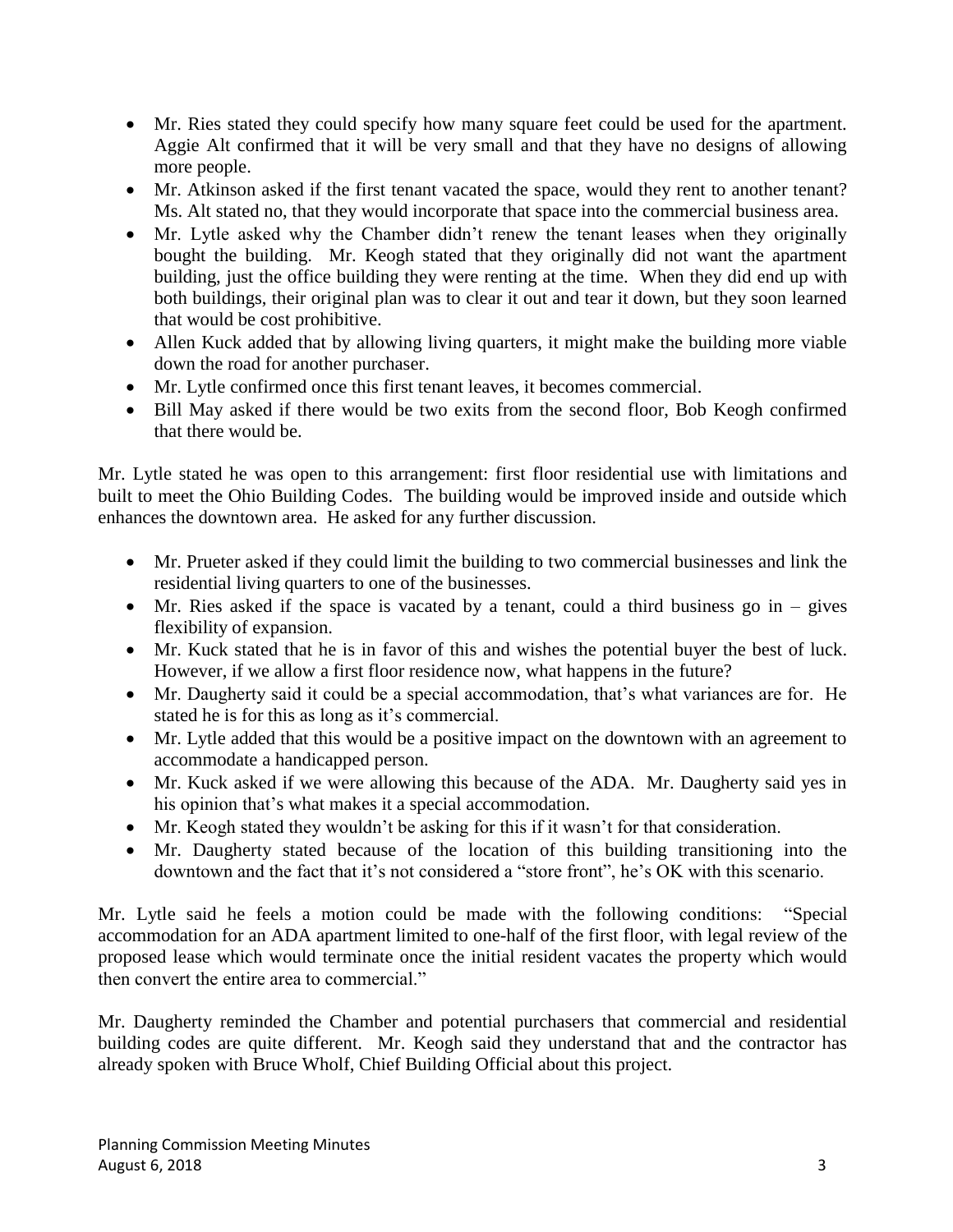- Mr. Ries stated they could specify how many square feet could be used for the apartment. Aggie Alt confirmed that it will be very small and that they have no designs of allowing more people.
- Mr. Atkinson asked if the first tenant vacated the space, would they rent to another tenant? Ms. Alt stated no, that they would incorporate that space into the commercial business area.
- Mr. Lytle asked why the Chamber didn't renew the tenant leases when they originally bought the building. Mr. Keogh stated that they originally did not want the apartment building, just the office building they were renting at the time. When they did end up with both buildings, their original plan was to clear it out and tear it down, but they soon learned that would be cost prohibitive.
- Allen Kuck added that by allowing living quarters, it might make the building more viable down the road for another purchaser.
- Mr. Lytle confirmed once this first tenant leaves, it becomes commercial.
- Bill May asked if there would be two exits from the second floor, Bob Keogh confirmed that there would be.

Mr. Lytle stated he was open to this arrangement: first floor residential use with limitations and built to meet the Ohio Building Codes. The building would be improved inside and outside which enhances the downtown area. He asked for any further discussion.

- Mr. Prueter asked if they could limit the building to two commercial businesses and link the residential living quarters to one of the businesses.
- Mr. Ries asked if the space is vacated by a tenant, could a third business go in – gives flexibility of expansion.
- Mr. Kuck stated that he is in favor of this and wishes the potential buyer the best of luck. However, if we allow a first floor residence now, what happens in the future?
- Mr. Daugherty said it could be a special accommodation, that's what variances are for. He stated he is for this as long as it's commercial.
- Mr. Lytle added that this would be a positive impact on the downtown with an agreement to accommodate a handicapped person.
- Mr. Kuck asked if we were allowing this because of the ADA. Mr. Daugherty said yes in his opinion that's what makes it a special accommodation.
- Mr. Keogh stated they wouldn't be asking for this if it wasn't for that consideration.
- Mr. Daugherty stated because of the location of this building transitioning into the downtown and the fact that it's not considered a "store front", he's OK with this scenario.

Mr. Lytle said he feels a motion could be made with the following conditions: "Special accommodation for an ADA apartment limited to one-half of the first floor, with legal review of the proposed lease which would terminate once the initial resident vacates the property which would then convert the entire area to commercial."

Mr. Daugherty reminded the Chamber and potential purchasers that commercial and residential building codes are quite different. Mr. Keogh said they understand that and the contractor has already spoken with Bruce Wholf, Chief Building Official about this project.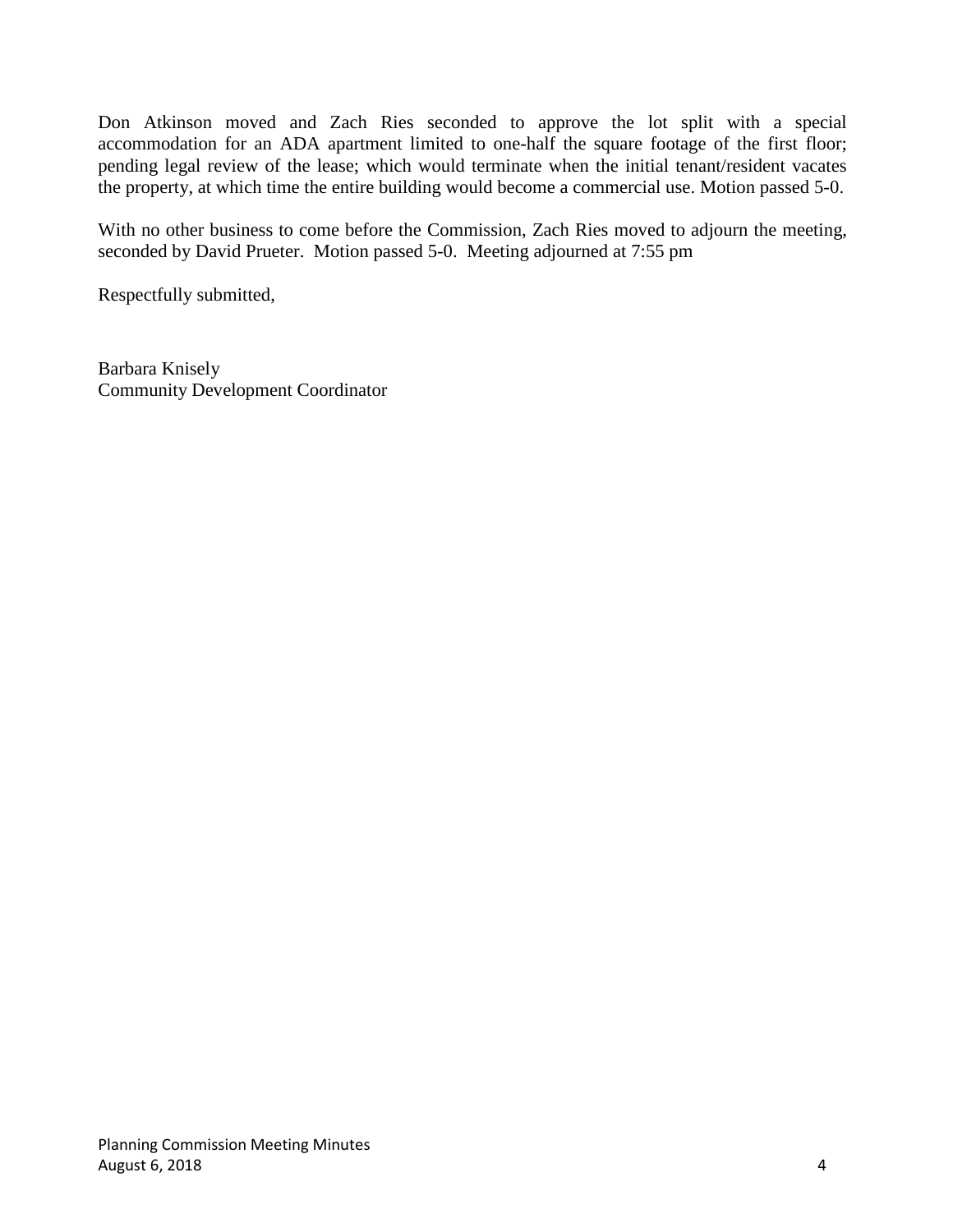Don Atkinson moved and Zach Ries seconded to approve the lot split with a special accommodation for an ADA apartment limited to one-half the square footage of the first floor; pending legal review of the lease; which would terminate when the initial tenant/resident vacates the property, at which time the entire building would become a commercial use. Motion passed 5-0.

With no other business to come before the Commission, Zach Ries moved to adjourn the meeting, seconded by David Prueter. Motion passed 5-0. Meeting adjourned at 7:55 pm

Respectfully submitted,

Barbara Knisely
Community Development Coordinator